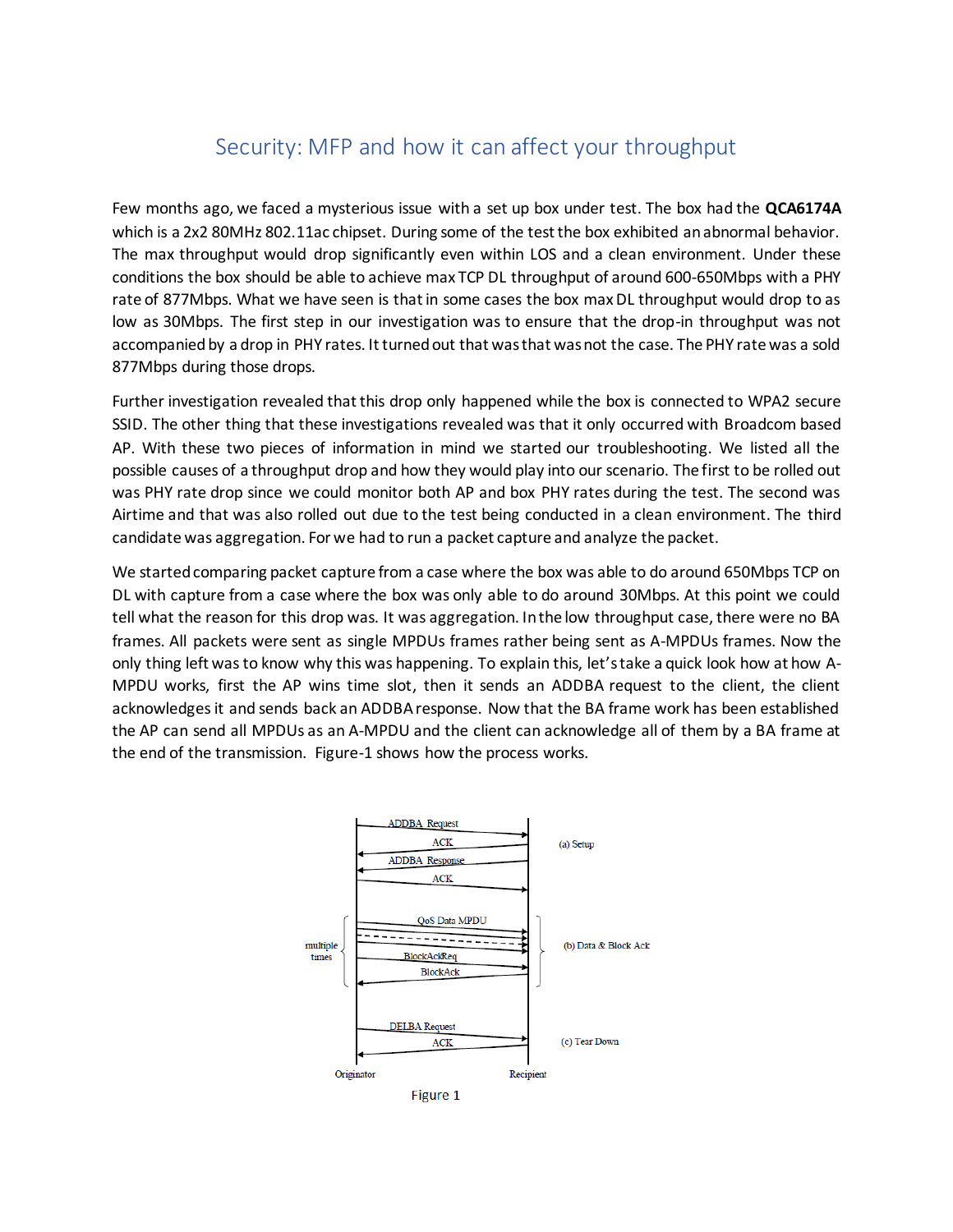# Security: MFP and how it can affect your throughput

Few months ago, we faced a mysterious issue with a set up box under test. The box had the **QCA6174A** which is a 2x2 80MHz 802.11ac chipset. During some of the test the box exhibited an abnormal behavior. The max throughput would drop significantly even within LOS and a clean environment. Under these conditions the box should be able to achieve max TCP DL throughput of around 600-650Mbps with a PHY rate of 877Mbps. What we have seen is that in some cases the box max DL throughput would drop to as low as 30Mbps. The first step in our investigation was to ensure that the drop-in throughput was not accompanied by a drop in PHY rates. It turned out that was that was not the case. The PHY rate was a sold 877Mbps during those drops.

Further investigation revealed that this drop only happened while the box is connected to WPA2 secure SSID. The other thing that these investigations revealed was that it only occurred with Broadcom based AP. With these two pieces of information in mind we started our troubleshooting. We listed all the possible causes of a throughput drop and how they would play into our scenario. The first to be rolled out was PHY rate drop since we could monitor both AP and box PHY rates during the test. The second was Airtime and that was also rolled out due to the test being conducted in a clean environment. The third candidate was aggregation. For we had to run a packet capture and analyze the packet.

We started comparing packet capture from a case where the box was able to do around 650Mbps TCP on DL with capture from a case where the box was only able to do around 30Mbps. At this point we could tell what the reason for this drop was. It was aggregation. In the low throughput case, there were no BA frames. All packets were sent as single MPDUs frames rather being sent as A-MPDUs frames. Now the only thing left was to know why this was happening. To explain this, let's take a quick look how at how A-MPDU works, first the AP wins time slot, then it sends an ADDBA request to the client, the client acknowledges it and sends back an ADDBA response. Now that the BA frame work has been established the AP can send all MPDUs as an A-MPDU and the client can acknowledge all of them by a BA frame at the end of the transmission. Figure-1 shows how the process works.

Figure 1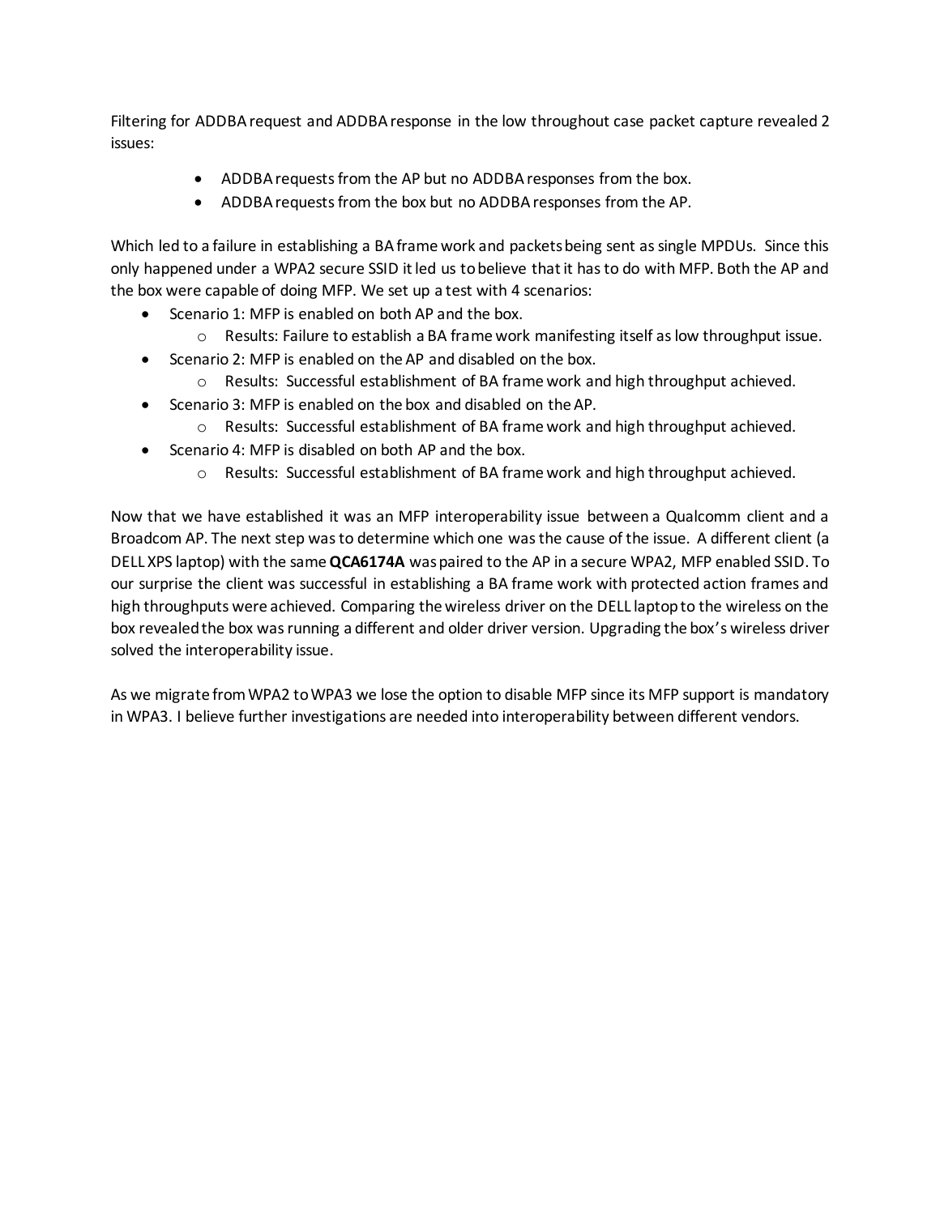Filtering for ADDBA request and ADDBA response in the low throughout case packet capture revealed 2 issues:

- ADDBA requests from the AP but no ADDBA responses from the box.
- ADDBA requests from the box but no ADDBA responses from the AP.

Which led to a failure in establishing a BA frame work and packets being sent as single MPDUs. Since this only happened under a WPA2 secure SSID it led us to believe that it has to do with MFP. Both the AP and the box were capable of doing MFP. We set up a test with 4 scenarios:

- Scenario 1: MFP is enabled on both AP and the box.
    - Results: Failure to establish a BA frame work manifesting itself as low throughput issue.
- Scenario 2: MFP is enabled on the AP and disabled on the box.
    - Results: Successful establishment of BA frame work and high throughput achieved.
- Scenario 3: MFP is enabled on the box and disabled on the AP.
    - Results: Successful establishment of BA frame work and high throughput achieved.
- Scenario 4: MFP is disabled on both AP and the box.
    - Results: Successful establishment of BA frame work and high throughput achieved.

Now that we have established it was an MFP interoperability issue between a Qualcomm client and a Broadcom AP. The next step was to determine which one was the cause of the issue. A different client (a DELL XPS laptop) with the same **QCA6174A** was paired to the AP in a secure WPA2, MFP enabled SSID. To our surprise the client was successful in establishing a BA frame work with protected action frames and high throughputs were achieved. Comparing the wireless driver on the DELL laptop to the wireless on the box revealed the box was running a different and older driver version. Upgrading the box's wireless driver solved the interoperability issue.

As we migrate from WPA2 to WPA3 we lose the option to disable MFP since its MFP support is mandatory in WPA3. I believe further investigations are needed into interoperability between different vendors.